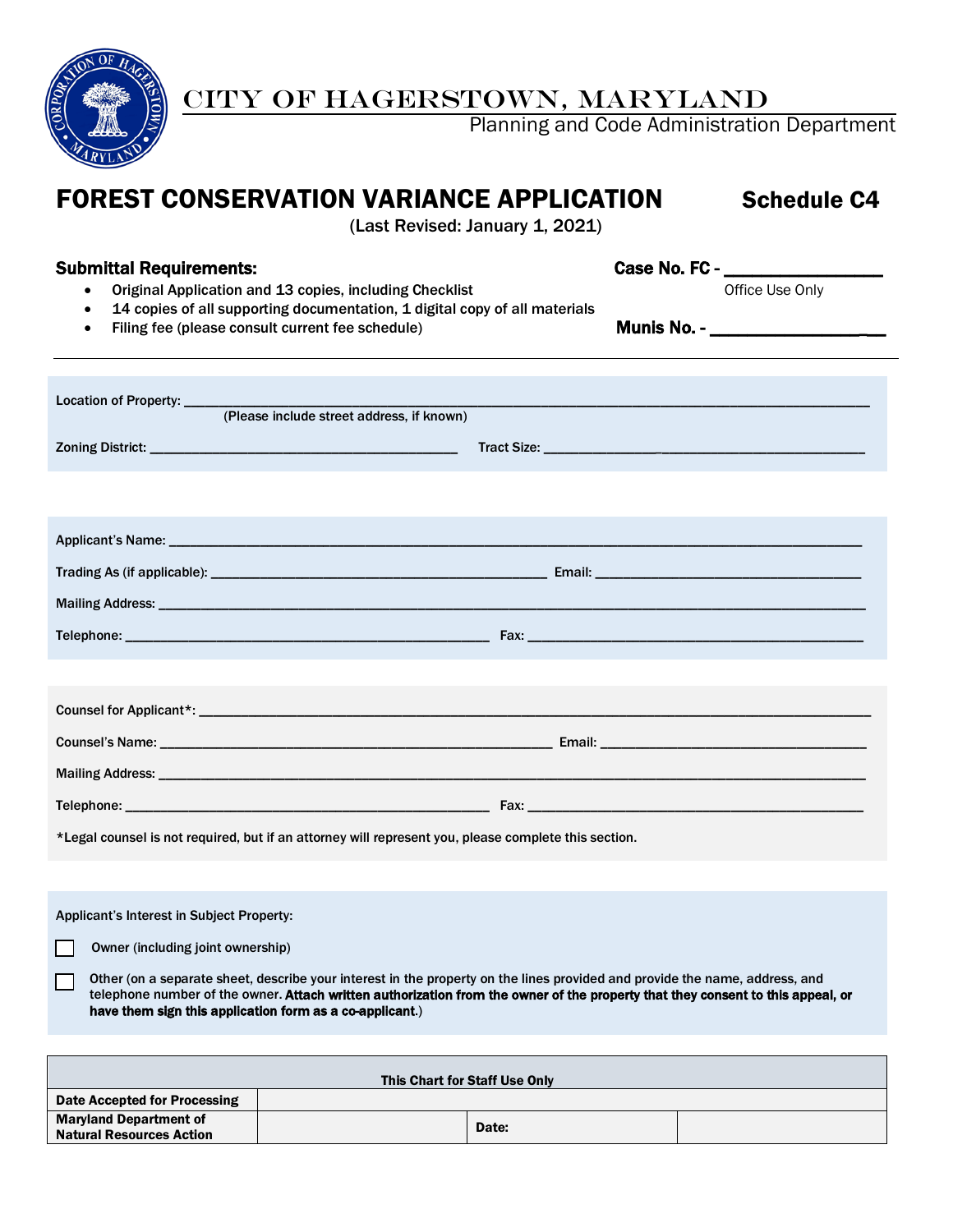# CITY OF HAGERSTOWN, MARYLAND

Planning and Code Administration Department

## FOREST CONSERVATION VARIANCE APPLICATION — Schedule C4

(Last Revised: January 1, 2021)

**Submittal Requirements:**

- Original Application and 13 copies, including Checklist
- 14 copies of all supporting documentation, 1 digital copy of all materials
- Filing fee (please consult current fee schedule)

**Case No. FC -** ________________
Office Use Only

**Munis No. -** ________________

---

Location of Property: ____________________________________________
(Please include street address, if known)

Zoning District: ______________________ Tract Size: ______________________

Applicant's Name: ____________________________________________

Trading As (if applicable): ______________________ Email: ______________________

Mailing Address: ____________________________________________

Telephone: ______________________ Fax: ______________________

Counsel for Applicant*: ____________________________________________

Counsel's Name: ______________________ Email: ______________________

Mailing Address: ____________________________________________

Telephone: ______________________ Fax: ______________________

*Legal counsel is not required, but if an attorney will represent you, please complete this section.

Applicant's Interest in Subject Property:

☐ Owner (including joint ownership)

☐ Other (on a separate sheet, describe your interest in the property on the lines provided and provide the name, address, and telephone number of the owner. **Attach written authorization from the owner of the property that they consent to this appeal, or have them sign this application form as a co-applicant**.)

| This Chart for Staff Use Only | | | |
|---|---|---|---|
| **Date Accepted for Processing** | | | |
| **Maryland Department of Natural Resources Action** | | **Date:** | |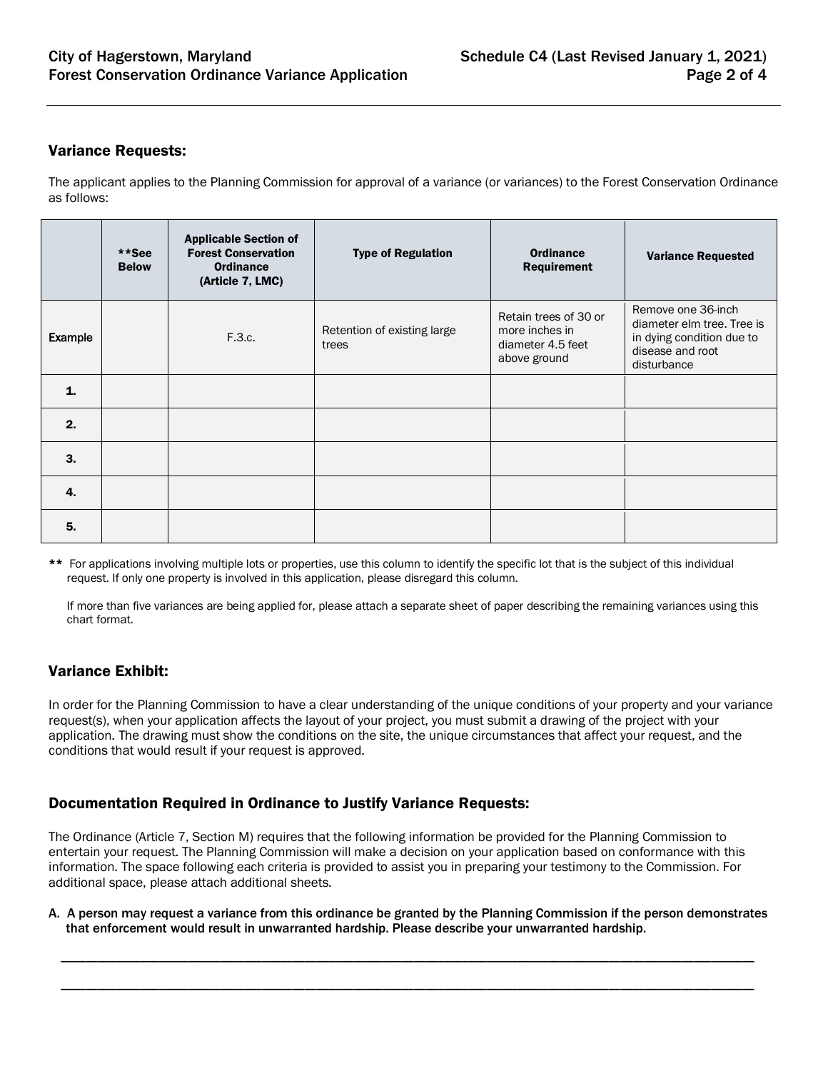## Variance Requests:

The applicant applies to the Planning Commission for approval of a variance (or variances) to the Forest Conservation Ordinance as follows:

| | **See Below | Applicable Section of Forest Conservation Ordinance (Article 7, LMC) | Type of Regulation | Ordinance Requirement | Variance Requested |
|---|---|---|---|---|---|
| Example | | F.3.c. | Retention of existing large trees | Retain trees of 30 or more inches in diameter 4.5 feet above ground | Remove one 36-inch diameter elm tree. Tree is in dying condition due to disease and root disturbance |
| 1. | | | | | |
| 2. | | | | | |
| 3. | | | | | |
| 4. | | | | | |
| 5. | | | | | |

** For applications involving multiple lots or properties, use this column to identify the specific lot that is the subject of this individual request. If only one property is involved in this application, please disregard this column.

If more than five variances are being applied for, please attach a separate sheet of paper describing the remaining variances using this chart format.

## Variance Exhibit:

In order for the Planning Commission to have a clear understanding of the unique conditions of your property and your variance request(s), when your application affects the layout of your project, you must submit a drawing of the project with your application. The drawing must show the conditions on the site, the unique circumstances that affect your request, and the conditions that would result if your request is approved.

## Documentation Required in Ordinance to Justify Variance Requests:

The Ordinance (Article 7, Section M) requires that the following information be provided for the Planning Commission to entertain your request. The Planning Commission will make a decision on your application based on conformance with this information. The space following each criteria is provided to assist you in preparing your testimony to the Commission. For additional space, please attach additional sheets.

**A. A person may request a variance from this ordinance be granted by the Planning Commission if the person demonstrates that enforcement would result in unwarranted hardship. Please describe your unwarranted hardship.**

_______________________________________________________________________________________________

_______________________________________________________________________________________________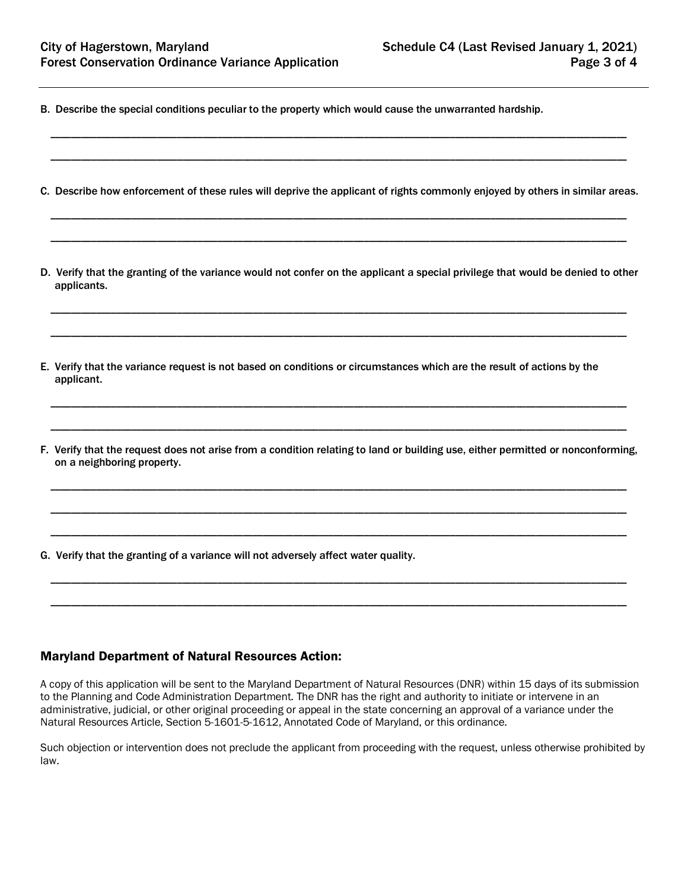**B. Describe the special conditions peculiar to the property which would cause the unwarranted hardship.**

\_\_\_\_\_\_\_\_\_\_\_\_\_\_\_\_\_\_\_\_\_\_\_\_\_\_\_\_\_\_\_\_\_\_\_\_\_\_\_\_\_\_\_\_\_\_\_\_\_\_\_\_\_\_\_\_\_\_\_\_\_\_\_\_\_\_\_\_\_\_\_\_\_\_\_\_\_\_

\_\_\_\_\_\_\_\_\_\_\_\_\_\_\_\_\_\_\_\_\_\_\_\_\_\_\_\_\_\_\_\_\_\_\_\_\_\_\_\_\_\_\_\_\_\_\_\_\_\_\_\_\_\_\_\_\_\_\_\_\_\_\_\_\_\_\_\_\_\_\_\_\_\_\_\_\_\_

**C. Describe how enforcement of these rules will deprive the applicant of rights commonly enjoyed by others in similar areas.**

\_\_\_\_\_\_\_\_\_\_\_\_\_\_\_\_\_\_\_\_\_\_\_\_\_\_\_\_\_\_\_\_\_\_\_\_\_\_\_\_\_\_\_\_\_\_\_\_\_\_\_\_\_\_\_\_\_\_\_\_\_\_\_\_\_\_\_\_\_\_\_\_\_\_\_\_\_\_

\_\_\_\_\_\_\_\_\_\_\_\_\_\_\_\_\_\_\_\_\_\_\_\_\_\_\_\_\_\_\_\_\_\_\_\_\_\_\_\_\_\_\_\_\_\_\_\_\_\_\_\_\_\_\_\_\_\_\_\_\_\_\_\_\_\_\_\_\_\_\_\_\_\_\_\_\_\_

**D. Verify that the granting of the variance would not confer on the applicant a special privilege that would be denied to other applicants.**

\_\_\_\_\_\_\_\_\_\_\_\_\_\_\_\_\_\_\_\_\_\_\_\_\_\_\_\_\_\_\_\_\_\_\_\_\_\_\_\_\_\_\_\_\_\_\_\_\_\_\_\_\_\_\_\_\_\_\_\_\_\_\_\_\_\_\_\_\_\_\_\_\_\_\_\_\_\_

\_\_\_\_\_\_\_\_\_\_\_\_\_\_\_\_\_\_\_\_\_\_\_\_\_\_\_\_\_\_\_\_\_\_\_\_\_\_\_\_\_\_\_\_\_\_\_\_\_\_\_\_\_\_\_\_\_\_\_\_\_\_\_\_\_\_\_\_\_\_\_\_\_\_\_\_\_\_

**E. Verify that the variance request is not based on conditions or circumstances which are the result of actions by the applicant.**

\_\_\_\_\_\_\_\_\_\_\_\_\_\_\_\_\_\_\_\_\_\_\_\_\_\_\_\_\_\_\_\_\_\_\_\_\_\_\_\_\_\_\_\_\_\_\_\_\_\_\_\_\_\_\_\_\_\_\_\_\_\_\_\_\_\_\_\_\_\_\_\_\_\_\_\_\_\_

\_\_\_\_\_\_\_\_\_\_\_\_\_\_\_\_\_\_\_\_\_\_\_\_\_\_\_\_\_\_\_\_\_\_\_\_\_\_\_\_\_\_\_\_\_\_\_\_\_\_\_\_\_\_\_\_\_\_\_\_\_\_\_\_\_\_\_\_\_\_\_\_\_\_\_\_\_\_

**F. Verify that the request does not arise from a condition relating to land or building use, either permitted or nonconforming, on a neighboring property.**

\_\_\_\_\_\_\_\_\_\_\_\_\_\_\_\_\_\_\_\_\_\_\_\_\_\_\_\_\_\_\_\_\_\_\_\_\_\_\_\_\_\_\_\_\_\_\_\_\_\_\_\_\_\_\_\_\_\_\_\_\_\_\_\_\_\_\_\_\_\_\_\_\_\_\_\_\_\_

\_\_\_\_\_\_\_\_\_\_\_\_\_\_\_\_\_\_\_\_\_\_\_\_\_\_\_\_\_\_\_\_\_\_\_\_\_\_\_\_\_\_\_\_\_\_\_\_\_\_\_\_\_\_\_\_\_\_\_\_\_\_\_\_\_\_\_\_\_\_\_\_\_\_\_\_\_\_

\_\_\_\_\_\_\_\_\_\_\_\_\_\_\_\_\_\_\_\_\_\_\_\_\_\_\_\_\_\_\_\_\_\_\_\_\_\_\_\_\_\_\_\_\_\_\_\_\_\_\_\_\_\_\_\_\_\_\_\_\_\_\_\_\_\_\_\_\_\_\_\_\_\_\_\_\_\_

**G. Verify that the granting of a variance will not adversely affect water quality.**

\_\_\_\_\_\_\_\_\_\_\_\_\_\_\_\_\_\_\_\_\_\_\_\_\_\_\_\_\_\_\_\_\_\_\_\_\_\_\_\_\_\_\_\_\_\_\_\_\_\_\_\_\_\_\_\_\_\_\_\_\_\_\_\_\_\_\_\_\_\_\_\_\_\_\_\_\_\_

\_\_\_\_\_\_\_\_\_\_\_\_\_\_\_\_\_\_\_\_\_\_\_\_\_\_\_\_\_\_\_\_\_\_\_\_\_\_\_\_\_\_\_\_\_\_\_\_\_\_\_\_\_\_\_\_\_\_\_\_\_\_\_\_\_\_\_\_\_\_\_\_\_\_\_\_\_\_

## Maryland Department of Natural Resources Action:

A copy of this application will be sent to the Maryland Department of Natural Resources (DNR) within 15 days of its submission to the Planning and Code Administration Department. The DNR has the right and authority to initiate or intervene in an administrative, judicial, or other original proceeding or appeal in the state concerning an approval of a variance under the Natural Resources Article, Section 5-1601-5-1612, Annotated Code of Maryland, or this ordinance.

Such objection or intervention does not preclude the applicant from proceeding with the request, unless otherwise prohibited by law.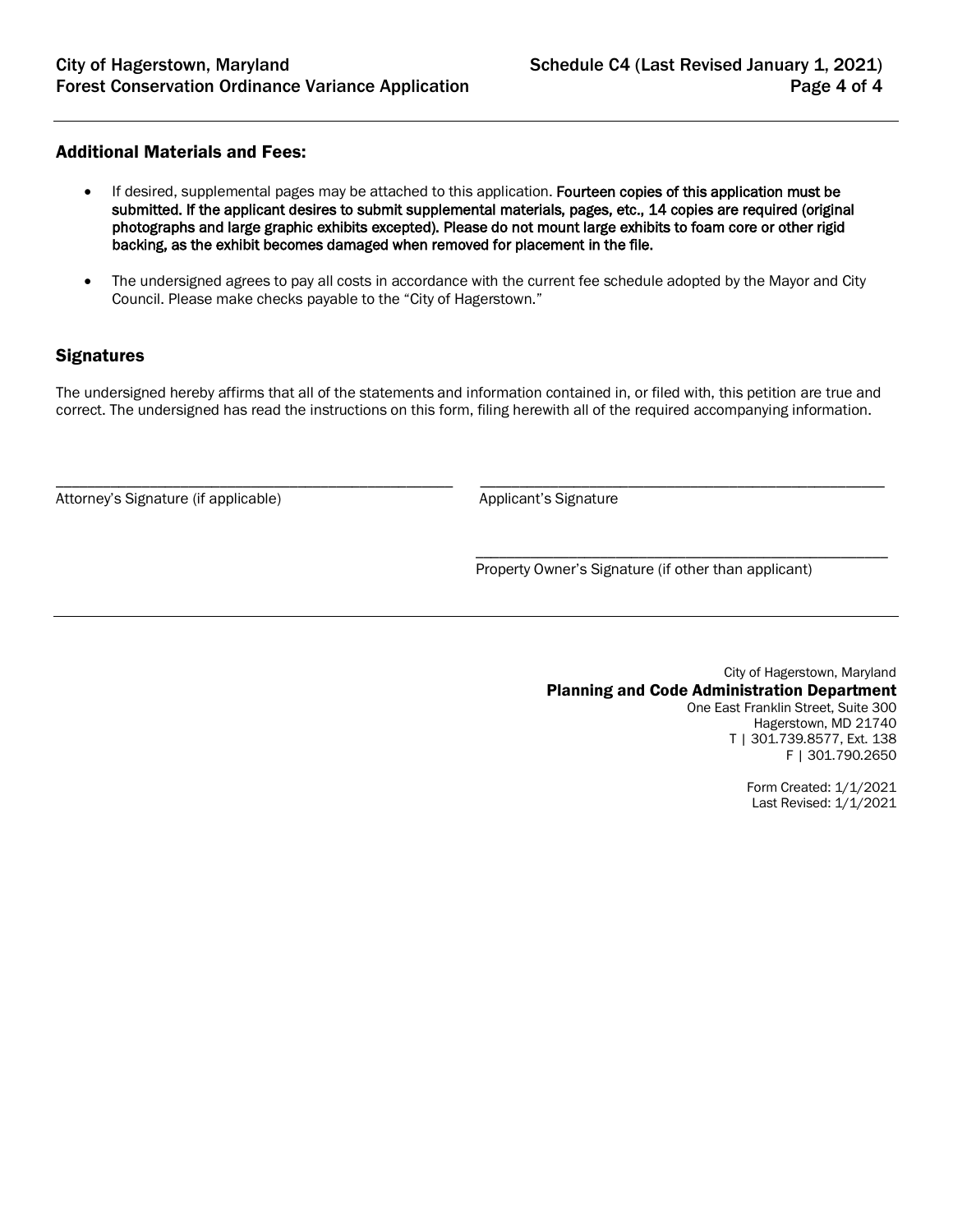## Additional Materials and Fees:

- If desired, supplemental pages may be attached to this application. **Fourteen copies of this application must be submitted. If the applicant desires to submit supplemental materials, pages, etc., 14 copies are required (original photographs and large graphic exhibits excepted). Please do not mount large exhibits to foam core or other rigid backing, as the exhibit becomes damaged when removed for placement in the file.**
- The undersigned agrees to pay all costs in accordance with the current fee schedule adopted by the Mayor and City Council. Please make checks payable to the "City of Hagerstown."

## Signatures

The undersigned hereby affirms that all of the statements and information contained in, or filed with, this petition are true and correct. The undersigned has read the instructions on this form, filing herewith all of the required accompanying information.

\_\_\_\_\_\_\_\_\_\_\_\_\_\_\_\_\_\_\_\_\_\_\_\_\_\_\_\_\_\_\_\_\_\_\_\_\_\_\_\_
Attorney's Signature (if applicable)

\_\_\_\_\_\_\_\_\_\_\_\_\_\_\_\_\_\_\_\_\_\_\_\_\_\_\_\_\_\_\_\_\_\_\_\_\_\_\_\_
Applicant's Signature

\_\_\_\_\_\_\_\_\_\_\_\_\_\_\_\_\_\_\_\_\_\_\_\_\_\_\_\_\_\_\_\_\_\_\_\_\_\_\_\_
Property Owner's Signature (if other than applicant)

City of Hagerstown, Maryland
**Planning and Code Administration Department**
One East Franklin Street, Suite 300
Hagerstown, MD 21740
T | 301.739.8577, Ext. 138
F | 301.790.2650

Form Created: 1/1/2021
Last Revised: 1/1/2021